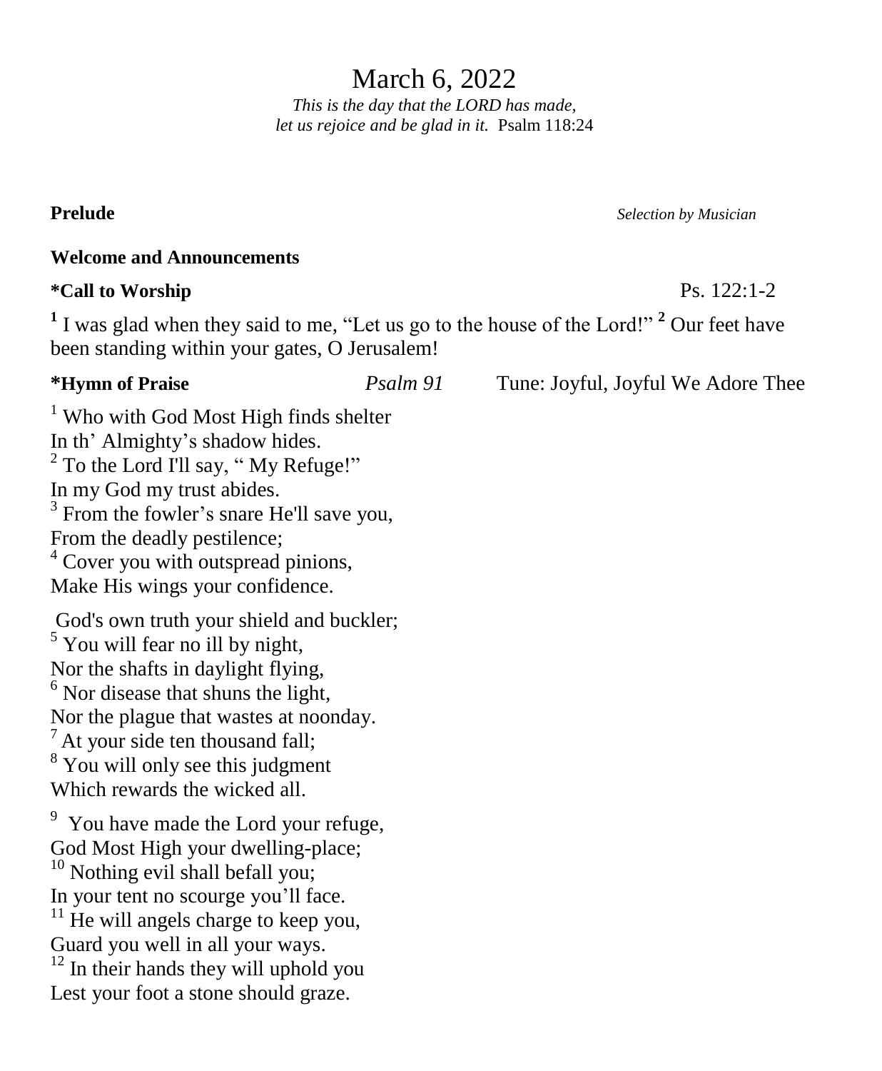# March 6, 2022

*This is the day that the LORD has made,*
*let us rejoice and be glad in it.* Psalm 118:24

**Prelude** *Selection by Musician*

**Welcome and Announcements**

**\*Call to Worship** Ps. 122:1-2

[1] I was glad when they said to me, "Let us go to the house of the Lord!" [2] Our feet have been standing within your gates, O Jerusalem!

**\*Hymn of Praise** *Psalm 91* Tune: Joyful, Joyful We Adore Thee

[1] Who with God Most High finds shelter
In th' Almighty's shadow hides.
[2] To the Lord I'll say, " My Refuge!"
In my God my trust abides.
[3] From the fowler's snare He'll save you,
From the deadly pestilence;
[4] Cover you with outspread pinions,
Make His wings your confidence.

God's own truth your shield and buckler;
[5] You will fear no ill by night,
Nor the shafts in daylight flying,
[6] Nor disease that shuns the light,
Nor the plague that wastes at noonday.
[7] At your side ten thousand fall;
[8] You will only see this judgment
Which rewards the wicked all.

[9] You have made the Lord your refuge,
God Most High your dwelling-place;
[10] Nothing evil shall befall you;
In your tent no scourge you'll face.
[11] He will angels charge to keep you,
Guard you well in all your ways.
[12] In their hands they will uphold you
Lest your foot a stone should graze.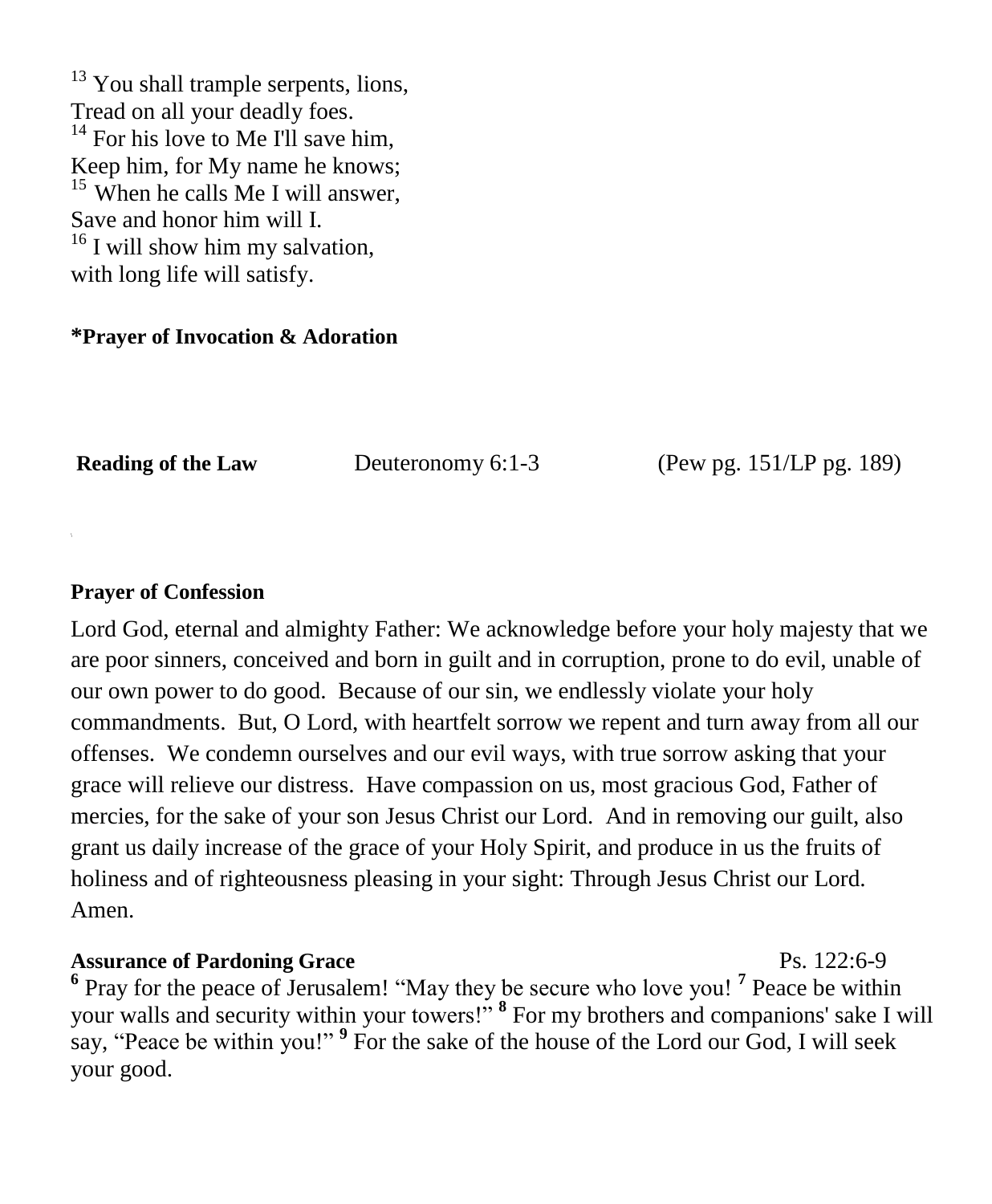[13] You shall trample serpents, lions,
Tread on all your deadly foes.
[14] For his love to Me I'll save him,
Keep him, for My name he knows;
[15] When he calls Me I will answer,
Save and honor him will I.
[16] I will show him my salvation,
with long life will satisfy.

**\*Prayer of Invocation & Adoration**

**Reading of the Law** Deuteronomy 6:1-3 (Pew pg. 151/LP pg. 189)

**Prayer of Confession**

Lord God, eternal and almighty Father: We acknowledge before your holy majesty that we are poor sinners, conceived and born in guilt and in corruption, prone to do evil, unable of our own power to do good. Because of our sin, we endlessly violate your holy commandments. But, O Lord, with heartfelt sorrow we repent and turn away from all our offenses. We condemn ourselves and our evil ways, with true sorrow asking that your grace will relieve our distress. Have compassion on us, most gracious God, Father of mercies, for the sake of your son Jesus Christ our Lord. And in removing our guilt, also grant us daily increase of the grace of your Holy Spirit, and produce in us the fruits of holiness and of righteousness pleasing in your sight: Through Jesus Christ our Lord. Amen.

**Assurance of Pardoning Grace** Ps. 122:6-9

**6** Pray for the peace of Jerusalem! "May they be secure who love you! **7** Peace be within your walls and security within your towers!" **8** For my brothers and companions' sake I will say, "Peace be within you!" **9** For the sake of the house of the Lord our God, I will seek your good.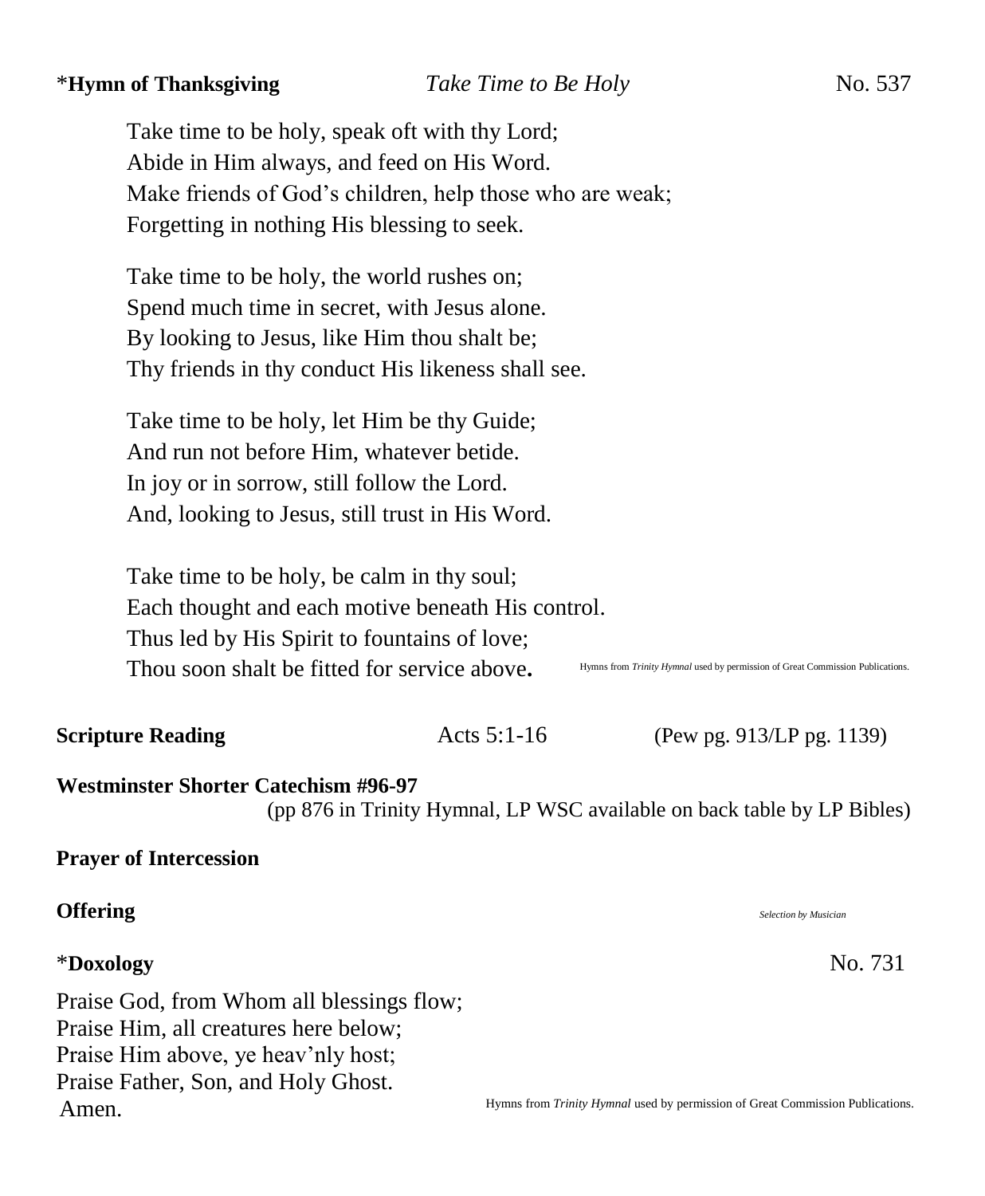\***Hymn of Thanksgiving** *Take Time to Be Holy* No. 537

Take time to be holy, speak oft with thy Lord;
Abide in Him always, and feed on His Word.
Make friends of God's children, help those who are weak;
Forgetting in nothing His blessing to seek.

Take time to be holy, the world rushes on;
Spend much time in secret, with Jesus alone.
By looking to Jesus, like Him thou shalt be;
Thy friends in thy conduct His likeness shall see.

Take time to be holy, let Him be thy Guide;
And run not before Him, whatever betide.
In joy or in sorrow, still follow the Lord.
And, looking to Jesus, still trust in His Word.

Take time to be holy, be calm in thy soul;
Each thought and each motive beneath His control.
Thus led by His Spirit to fountains of love;
Thou soon shalt be fitted for service above**.**

Hymns from *Trinity Hymnal* used by permission of Great Commission Publications.

**Scripture Reading** Acts 5:1-16 (Pew pg. 913/LP pg. 1139)

**Westminster Shorter Catechism #96-97**
(pp 876 in Trinity Hymnal, LP WSC available on back table by LP Bibles)

**Prayer of Intercession**

**Offering** *Selection by Musician*

\***Doxology** No. 731

Praise God, from Whom all blessings flow;
Praise Him, all creatures here below;
Praise Him above, ye heav'nly host;
Praise Father, Son, and Holy Ghost.
Amen.

Hymns from *Trinity Hymnal* used by permission of Great Commission Publications.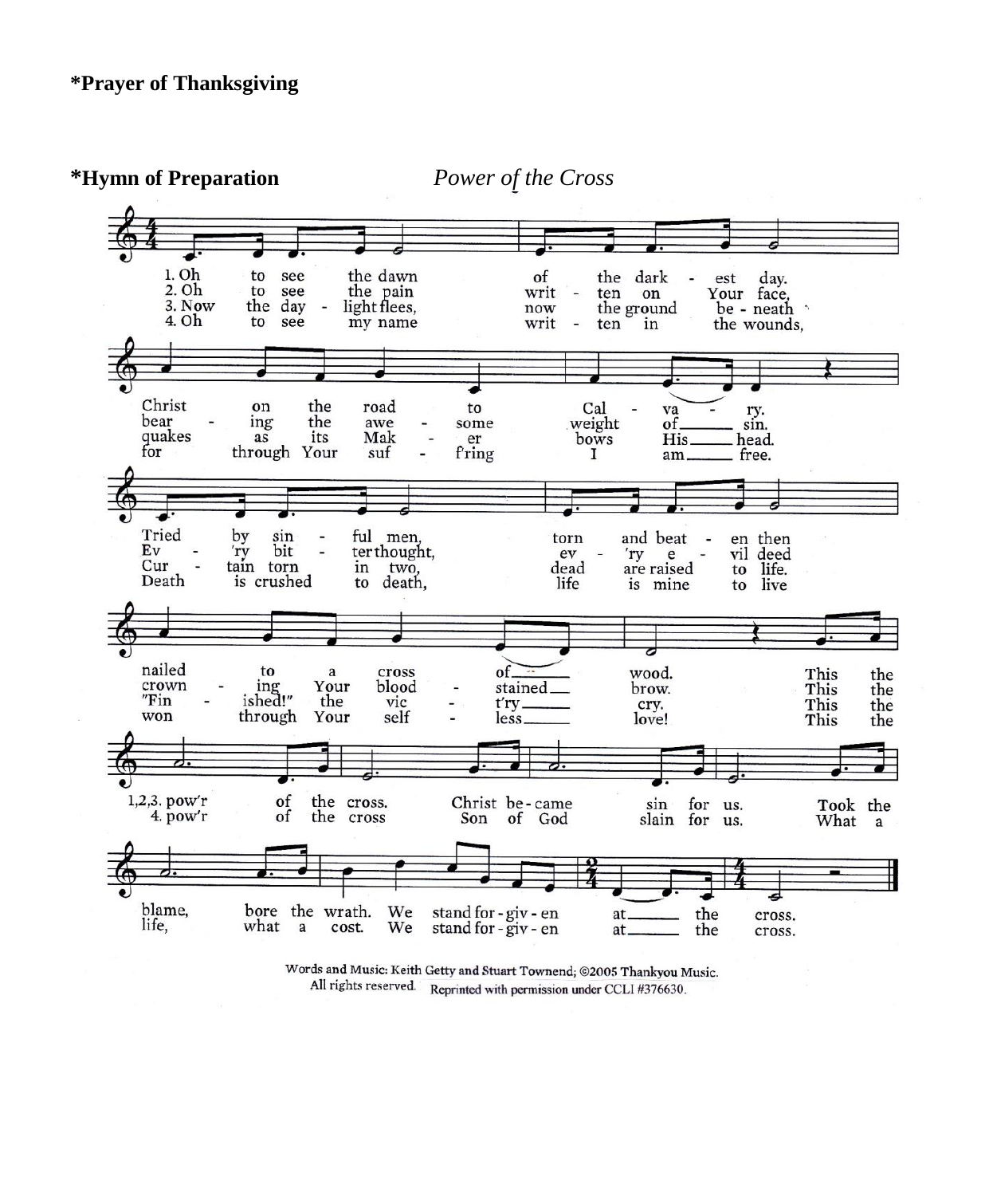**\*Prayer of Thanksgiving**

**\*Hymn of Preparation** *Power of the Cross*

1. Oh to see the dawn of the darkest day.
Christ on the road to Calvary.
Tried by sinful men, torn and beaten then nailed to a cross of wood.

2. Oh to see the pain written on Your face,
bearing the awesome weight of sin.
Ev'ry bitter thought, ev'ry evil deed crowning Your blood-stained brow.

3. Now the daylight flees, now the ground beneath quakes as its Maker bows His head.
Curtain torn in two, dead are raised to life. "Finished!" the vict'ry cry.

Refrain (1,2,3): This the pow'r of the cross. Christ became sin for us. Took the blame, bore the wrath. We stand forgiven at the cross.

4. Oh to see my name written in the wounds, for through Your suff'ring I am free.
Death is crushed to death, life is mine to live won through Your selfless love!

Refrain (4): This the pow'r of the cross Son of God slain for us. What a life, what a cost. We stand forgiven at the cross.

Words and Music: Keith Getty and Stuart Townend; ©2005 Thankyou Music.
All rights reserved. Reprinted with permission under CCLI #376630.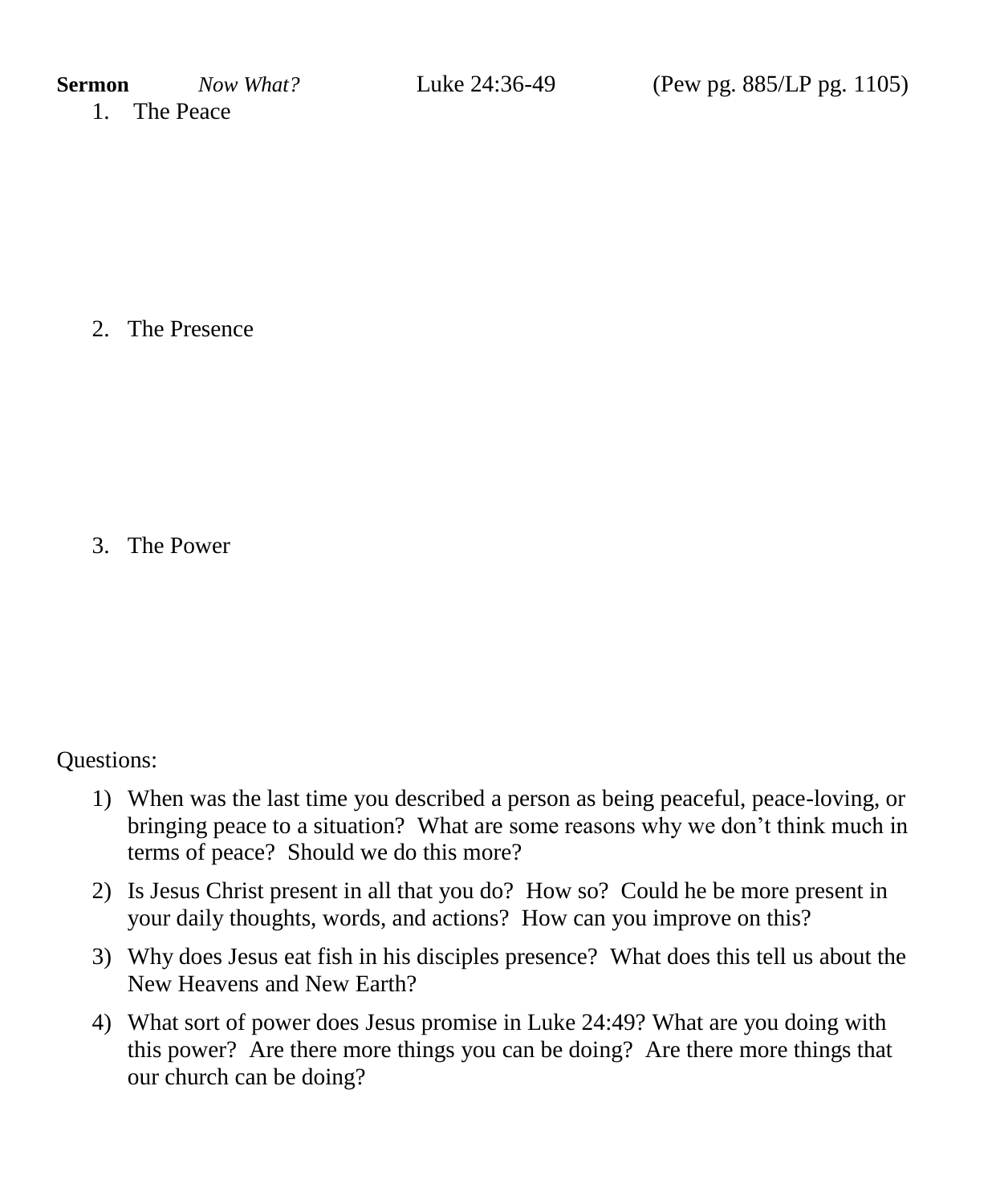**Sermon** *Now What?* Luke 24:36-49 (Pew pg. 885/LP pg. 1105)

1. The Peace

2. The Presence

3. The Power

Questions:

1) When was the last time you described a person as being peaceful, peace-loving, or bringing peace to a situation? What are some reasons why we don't think much in terms of peace? Should we do this more?
2) Is Jesus Christ present in all that you do? How so? Could he be more present in your daily thoughts, words, and actions? How can you improve on this?
3) Why does Jesus eat fish in his disciples presence? What does this tell us about the New Heavens and New Earth?
4) What sort of power does Jesus promise in Luke 24:49? What are you doing with this power? Are there more things you can be doing? Are there more things that our church can be doing?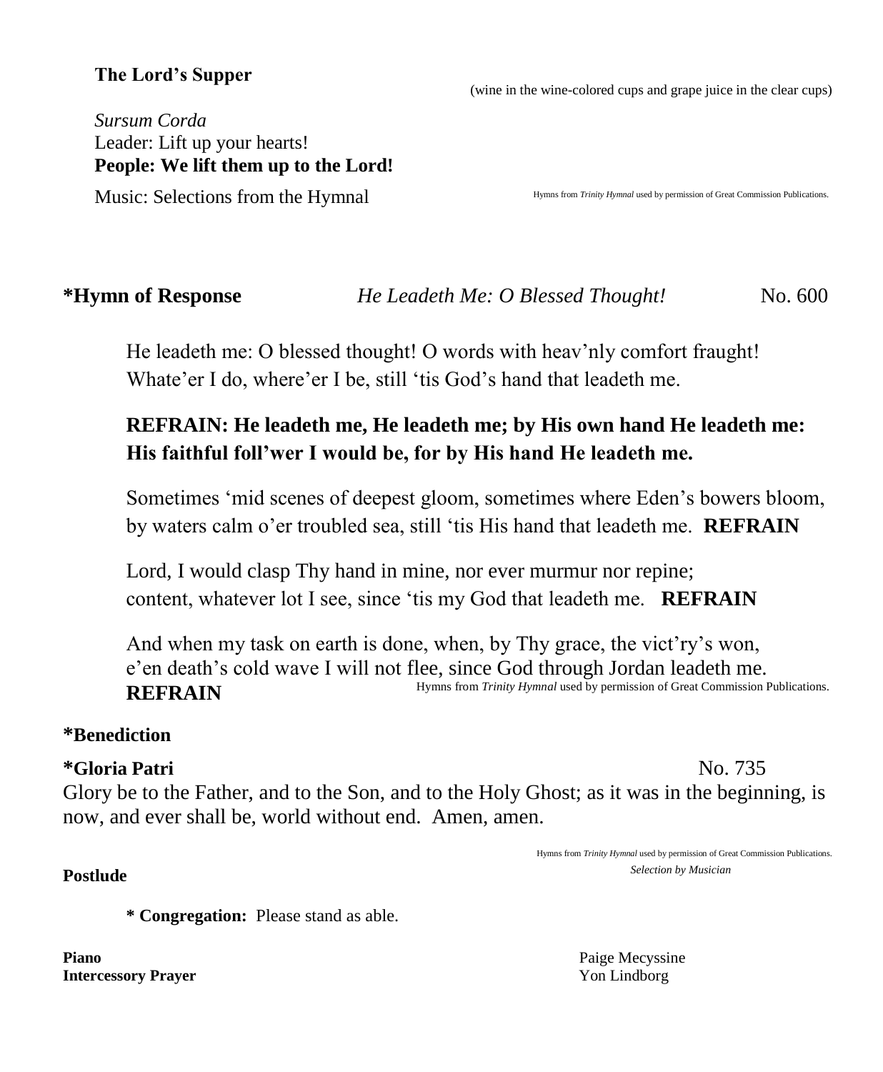**The Lord's Supper**

(wine in the wine-colored cups and grape juice in the clear cups)

*Sursum Corda*
Leader: Lift up your hearts!
**People: We lift them up to the Lord!**

Music: Selections from the Hymnal

Hymns from *Trinity Hymnal* used by permission of Great Commission Publications.

**\*Hymn of Response** *He Leadeth Me: O Blessed Thought!* No. 600

He leadeth me: O blessed thought! O words with heav'nly comfort fraught!
Whate'er I do, where'er I be, still 'tis God's hand that leadeth me.

**REFRAIN: He leadeth me, He leadeth me; by His own hand He leadeth me:**
**His faithful foll'wer I would be, for by His hand He leadeth me.**

Sometimes 'mid scenes of deepest gloom, sometimes where Eden's bowers bloom,
by waters calm o'er troubled sea, still 'tis His hand that leadeth me. **REFRAIN**

Lord, I would clasp Thy hand in mine, nor ever murmur nor repine;
content, whatever lot I see, since 'tis my God that leadeth me. **REFRAIN**

And when my task on earth is done, when, by Thy grace, the vict'ry's won,
e'en death's cold wave I will not flee, since God through Jordan leadeth me.
**REFRAIN**

Hymns from *Trinity Hymnal* used by permission of Great Commission Publications.

**\*Benediction**

**\*Gloria Patri** No. 735

Glory be to the Father, and to the Son, and to the Holy Ghost; as it was in the beginning, is now, and ever shall be, world without end. Amen, amen.

Hymns from *Trinity Hymnal* used by permission of Great Commission Publications.

**Postlude** *Selection by Musician*

**\* Congregation:** Please stand as able.

**Piano** Paige Mecyssine
**Intercessory Prayer** Yon Lindborg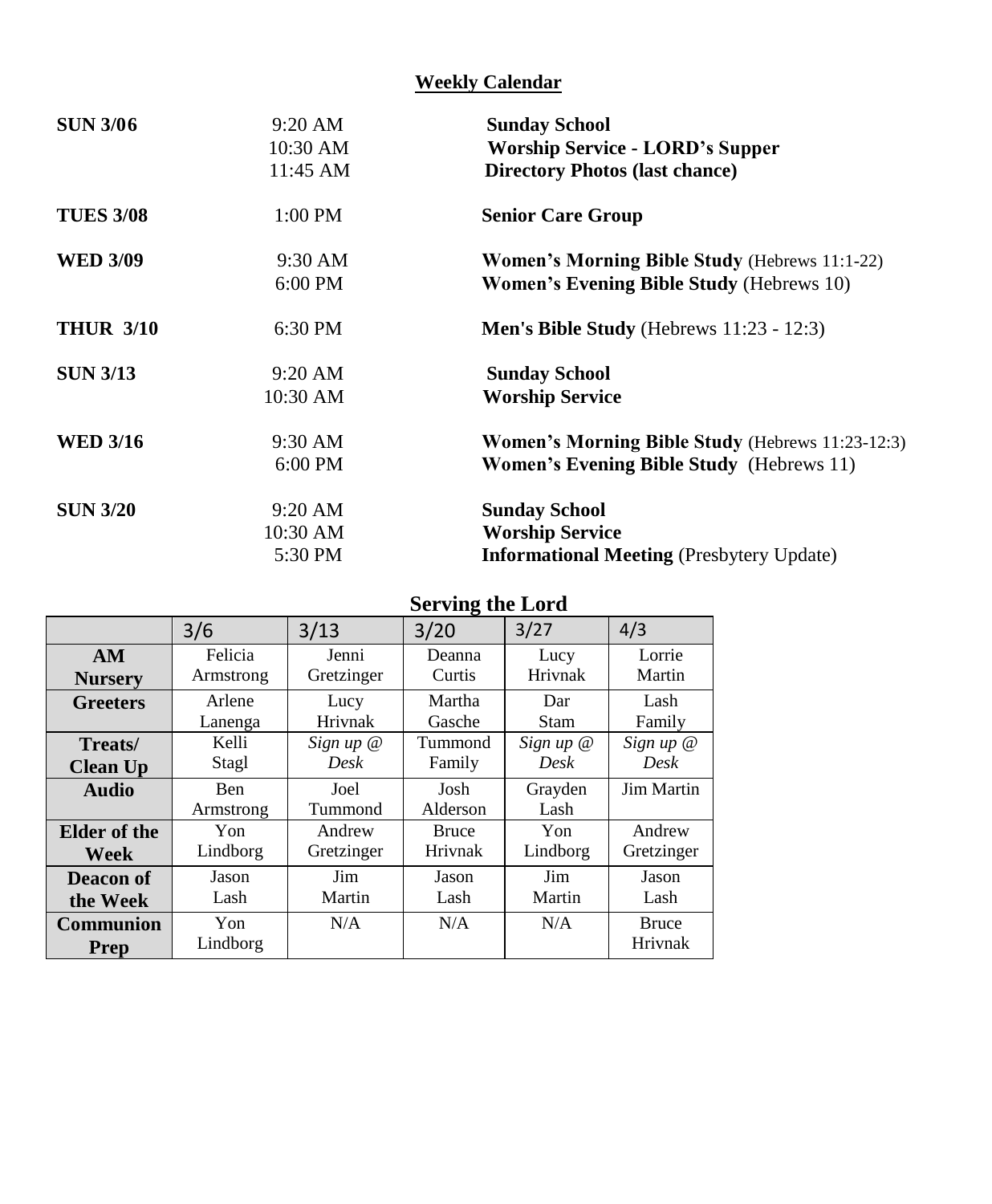## Weekly Calendar

| | | |
|---|---|---|
| **SUN 3/06** | 9:20 AM | **Sunday School** |
| | 10:30 AM | **Worship Service - LORD's Supper** |
| | 11:45 AM | **Directory Photos (last chance)** |
| **TUES 3/08** | 1:00 PM | **Senior Care Group** |
| **WED 3/09** | 9:30 AM | **Women's Morning Bible Study** (Hebrews 11:1-22) |
| | 6:00 PM | **Women's Evening Bible Study** (Hebrews 10) |
| **THUR 3/10** | 6:30 PM | **Men's Bible Study** (Hebrews 11:23 - 12:3) |
| **SUN 3/13** | 9:20 AM | **Sunday School** |
| | 10:30 AM | **Worship Service** |
| **WED 3/16** | 9:30 AM | **Women's Morning Bible Study** (Hebrews 11:23-12:3) |
| | 6:00 PM | **Women's Evening Bible Study** (Hebrews 11) |
| **SUN 3/20** | 9:20 AM | **Sunday School** |
| | 10:30 AM | **Worship Service** |
| | 5:30 PM | **Informational Meeting** (Presbytery Update) |

## Serving the Lord

| | 3/6 | 3/13 | 3/20 | 3/27 | 4/3 |
|---|---|---|---|---|---|
| **AM Nursery** | Felicia Armstrong | Jenni Gretzinger | Deanna Curtis | Lucy Hrivnak | Lorrie Martin |
| **Greeters** | Arlene Lanenga | Lucy Hrivnak | Martha Gasche | Dar Stam | Lash Family |
| **Treats/ Clean Up** | Kelli Stagl | *Sign up @ Desk* | Tummond Family | *Sign up @ Desk* | *Sign up @ Desk* |
| **Audio** | Ben Armstrong | Joel Tummond | Josh Alderson | Grayden Lash | Jim Martin |
| **Elder of the Week** | Yon Lindborg | Andrew Gretzinger | Bruce Hrivnak | Yon Lindborg | Andrew Gretzinger |
| **Deacon of the Week** | Jason Lash | Jim Martin | Jason Lash | Jim Martin | Jason Lash |
| **Communion Prep** | Yon Lindborg | N/A | N/A | N/A | Bruce Hrivnak |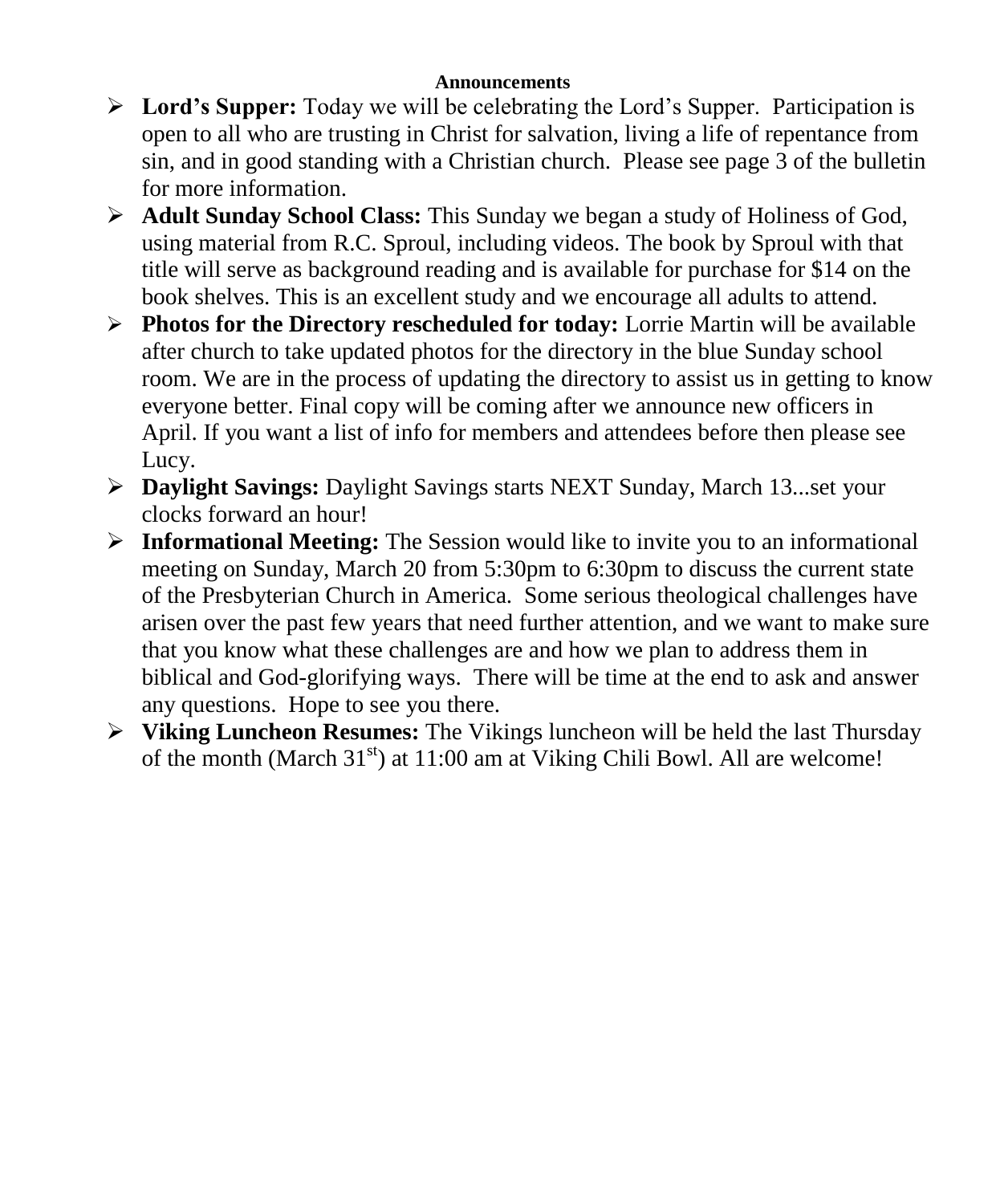**Announcements**

- **Lord's Supper:** Today we will be celebrating the Lord's Supper. Participation is open to all who are trusting in Christ for salvation, living a life of repentance from sin, and in good standing with a Christian church. Please see page 3 of the bulletin for more information.
- **Adult Sunday School Class:** This Sunday we began a study of Holiness of God, using material from R.C. Sproul, including videos. The book by Sproul with that title will serve as background reading and is available for purchase for $14 on the book shelves. This is an excellent study and we encourage all adults to attend.
- **Photos for the Directory rescheduled for today:** Lorrie Martin will be available after church to take updated photos for the directory in the blue Sunday school room. We are in the process of updating the directory to assist us in getting to know everyone better. Final copy will be coming after we announce new officers in April. If you want a list of info for members and attendees before then please see Lucy.
- **Daylight Savings:** Daylight Savings starts NEXT Sunday, March 13...set your clocks forward an hour!
- **Informational Meeting:** The Session would like to invite you to an informational meeting on Sunday, March 20 from 5:30pm to 6:30pm to discuss the current state of the Presbyterian Church in America. Some serious theological challenges have arisen over the past few years that need further attention, and we want to make sure that you know what these challenges are and how we plan to address them in biblical and God-glorifying ways. There will be time at the end to ask and answer any questions. Hope to see you there.
- **Viking Luncheon Resumes:** The Vikings luncheon will be held the last Thursday of the month (March 31st) at 11:00 am at Viking Chili Bowl. All are welcome!